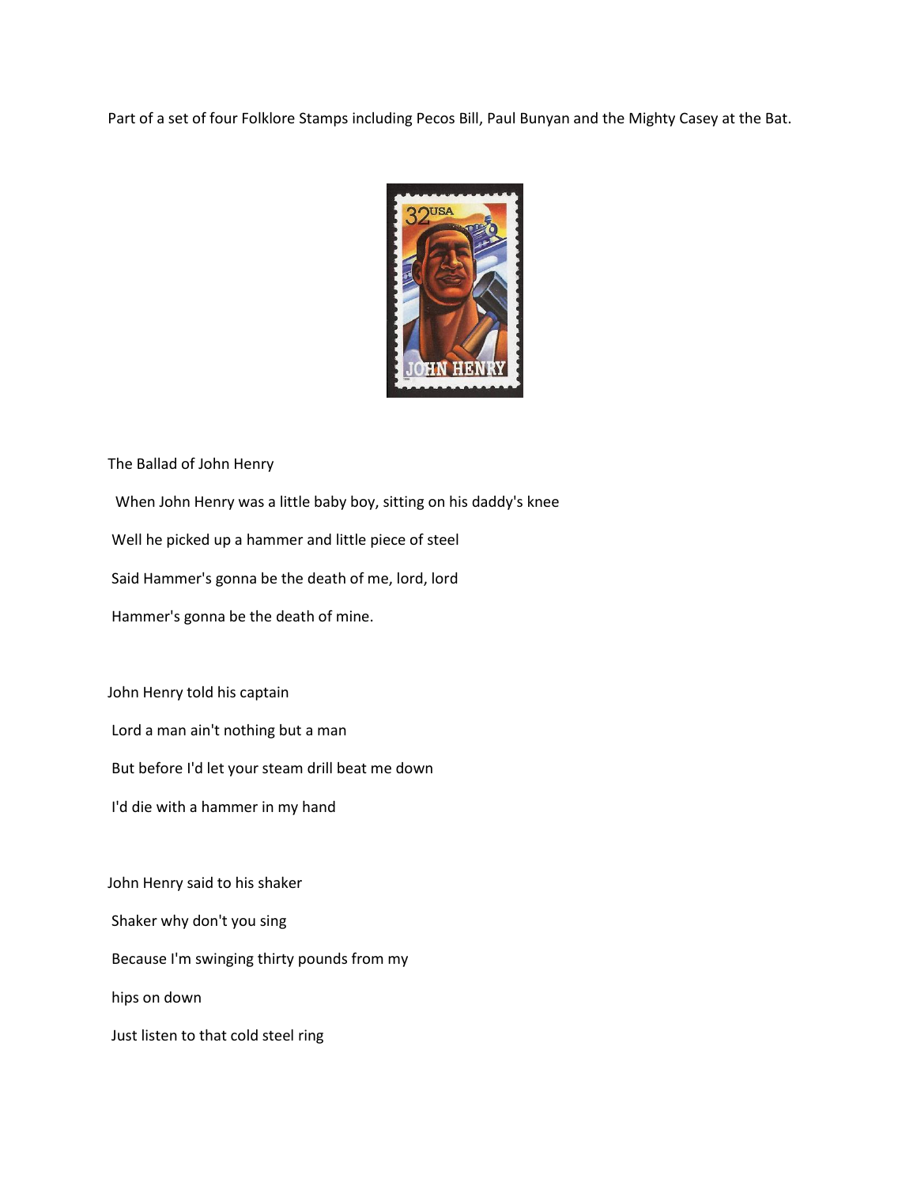Part of a set of four Folklore Stamps including Pecos Bill, Paul Bunyan and the Mighty Casey at the Bat.

The Ballad of John Henry

When John Henry was a little baby boy, sitting on his daddy's knee

Well he picked up a hammer and little piece of steel

Said Hammer's gonna be the death of me, lord, lord

Hammer's gonna be the death of mine.

John Henry told his captain

Lord a man ain't nothing but a man

But before I'd let your steam drill beat me down

I'd die with a hammer in my hand

John Henry said to his shaker

Shaker why don't you sing

Because I'm swinging thirty pounds from my

hips on down

Just listen to that cold steel ring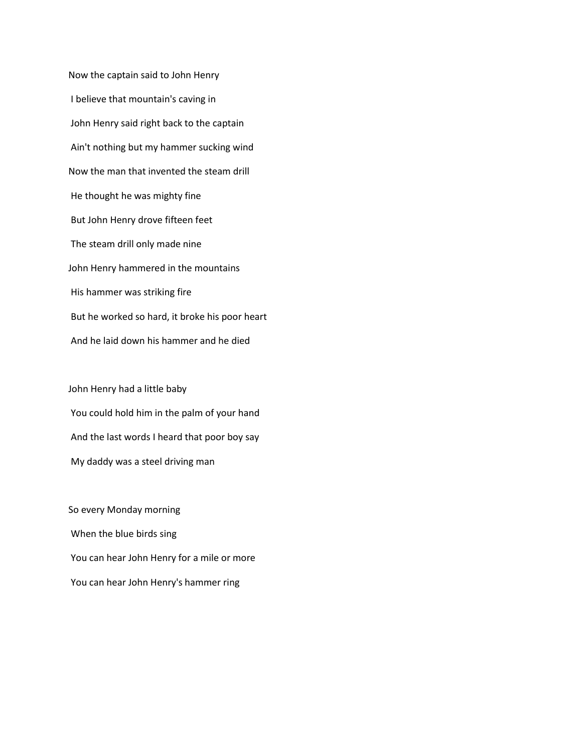Now the captain said to John Henry

I believe that mountain's caving in

John Henry said right back to the captain

Ain't nothing but my hammer sucking wind

Now the man that invented the steam drill

He thought he was mighty fine

But John Henry drove fifteen feet

The steam drill only made nine

John Henry hammered in the mountains

His hammer was striking fire

But he worked so hard, it broke his poor heart

And he laid down his hammer and he died

John Henry had a little baby

You could hold him in the palm of your hand

And the last words I heard that poor boy say

My daddy was a steel driving man

So every Monday morning

When the blue birds sing

You can hear John Henry for a mile or more

You can hear John Henry's hammer ring